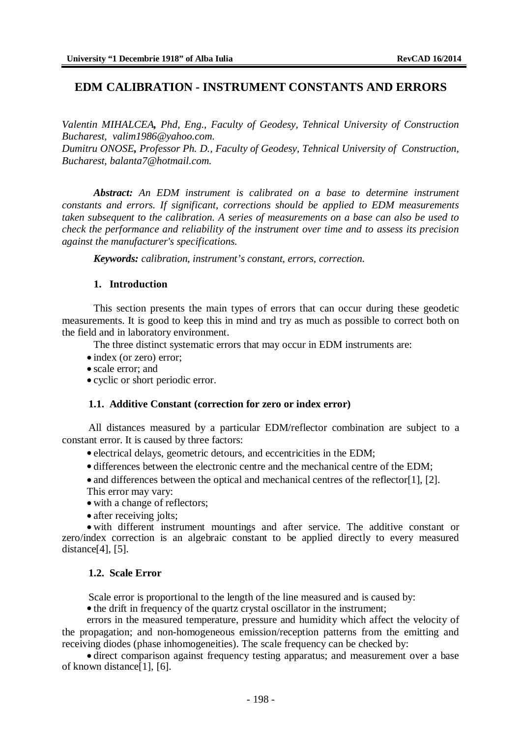# EDM CALIBRATION - INSTRUMENT CONSTANTS AND ERRORS

*Valentin MIHALCEA, Phd, Eng., Faculty of Geodesy, Tehnical University of Construction Bucharest, valim1986@yahoo.com.*
*Dumitru ONOSE, Professor Ph. D., Faculty of Geodesy, Tehnical University of Construction, Bucharest, balanta7@hotmail.com.*

***Abstract:*** *An EDM instrument is calibrated on a base to determine instrument constants and errors. If significant, corrections should be applied to EDM measurements taken subsequent to the calibration. A series of measurements on a base can also be used to check the performance and reliability of the instrument over time and to assess its precision against the manufacturer's specifications.*

***Keywords:*** *calibration, instrument's constant, errors, correction.*

## 1. Introduction

This section presents the main types of errors that can occur during these geodetic measurements. It is good to keep this in mind and try as much as possible to correct both on the field and in laboratory environment.

The three distinct systematic errors that may occur in EDM instruments are:

- index (or zero) error;
- scale error; and
- cyclic or short periodic error.

### 1.1. Additive Constant (correction for zero or index error)

All distances measured by a particular EDM/reflector combination are subject to a constant error. It is caused by three factors:

- electrical delays, geometric detours, and eccentricities in the EDM;
- differences between the electronic centre and the mechanical centre of the EDM;
- and differences between the optical and mechanical centres of the reflector[1], [2].

This error may vary:

- with a change of reflectors;
- after receiving jolts;
- with different instrument mountings and after service. The additive constant or zero/index correction is an algebraic constant to be applied directly to every measured distance[4], [5].

### 1.2. Scale Error

Scale error is proportional to the length of the line measured and is caused by:

- the drift in frequency of the quartz crystal oscillator in the instrument;

errors in the measured temperature, pressure and humidity which affect the velocity of the propagation; and non-homogeneous emission/reception patterns from the emitting and receiving diodes (phase inhomogeneities). The scale frequency can be checked by:

- direct comparison against frequency testing apparatus; and measurement over a base of known distance[1], [6].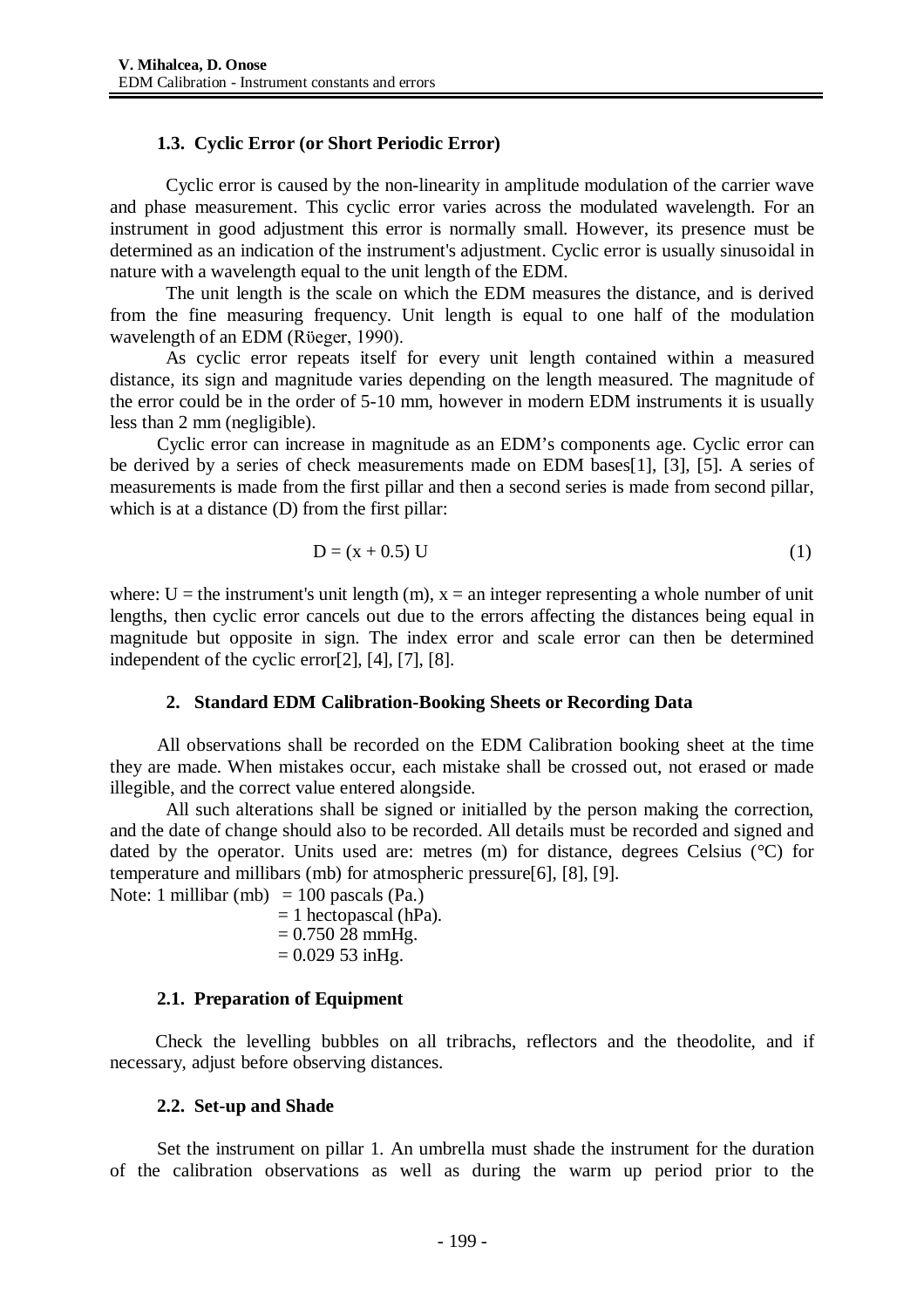### 1.3. Cyclic Error (or Short Periodic Error)

Cyclic error is caused by the non-linearity in amplitude modulation of the carrier wave and phase measurement. This cyclic error varies across the modulated wavelength. For an instrument in good adjustment this error is normally small. However, its presence must be determined as an indication of the instrument's adjustment. Cyclic error is usually sinusoidal in nature with a wavelength equal to the unit length of the EDM.

The unit length is the scale on which the EDM measures the distance, and is derived from the fine measuring frequency. Unit length is equal to one half of the modulation wavelength of an EDM (Rüeger, 1990).

As cyclic error repeats itself for every unit length contained within a measured distance, its sign and magnitude varies depending on the length measured. The magnitude of the error could be in the order of 5-10 mm, however in modern EDM instruments it is usually less than 2 mm (negligible).

Cyclic error can increase in magnitude as an EDM's components age. Cyclic error can be derived by a series of check measurements made on EDM bases[1], [3], [5]. A series of measurements is made from the first pillar and then a second series is made from second pillar, which is at a distance (D) from the first pillar:

$$D = (x + 0.5)\ U \tag{1}$$

where: U = the instrument's unit length (m), x = an integer representing a whole number of unit lengths, then cyclic error cancels out due to the errors affecting the distances being equal in magnitude but opposite in sign. The index error and scale error can then be determined independent of the cyclic error[2], [4], [7], [8].

## 2. Standard EDM Calibration-Booking Sheets or Recording Data

All observations shall be recorded on the EDM Calibration booking sheet at the time they are made. When mistakes occur, each mistake shall be crossed out, not erased or made illegible, and the correct value entered alongside.

All such alterations shall be signed or initialled by the person making the correction, and the date of change should also to be recorded. All details must be recorded and signed and dated by the operator. Units used are: metres (m) for distance, degrees Celsius (°C) for temperature and millibars (mb) for atmospheric pressure[6], [8], [9].

Note: 1 millibar (mb) = 100 pascals (Pa.)
= 1 hectopascal (hPa).
= 0.750 28 mmHg.
= 0.029 53 inHg.

### 2.1. Preparation of Equipment

Check the levelling bubbles on all tribrachs, reflectors and the theodolite, and if necessary, adjust before observing distances.

### 2.2. Set-up and Shade

Set the instrument on pillar 1. An umbrella must shade the instrument for the duration of the calibration observations as well as during the warm up period prior to the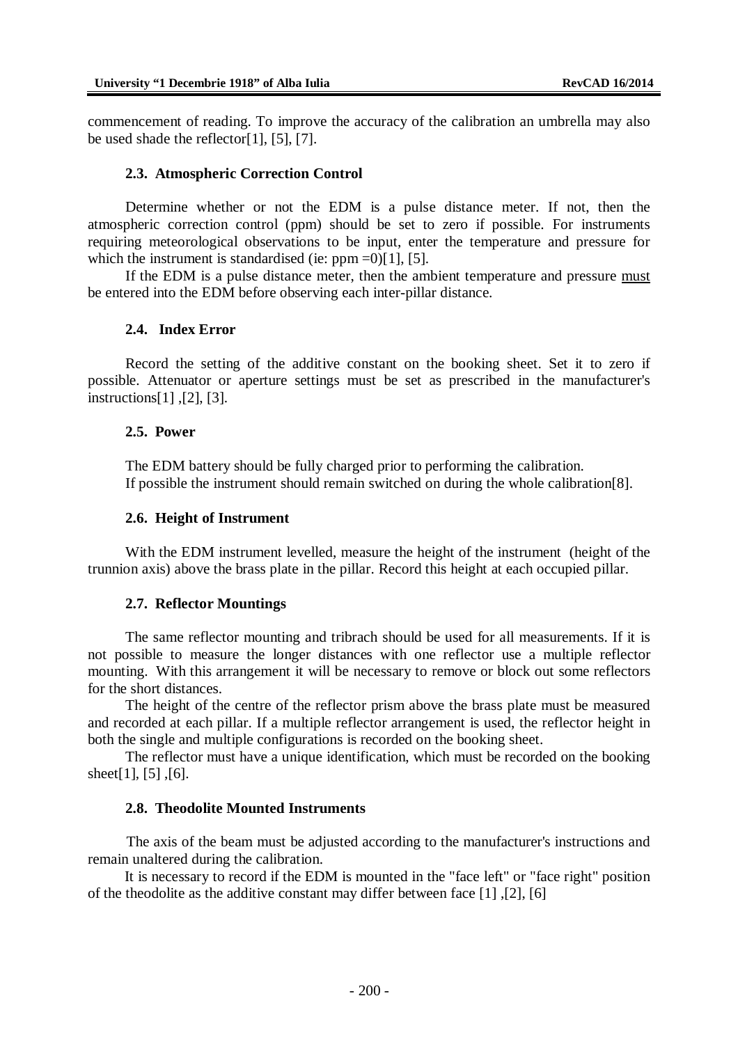commencement of reading. To improve the accuracy of the calibration an umbrella may also be used shade the reflector[1], [5], [7].

### 2.3. Atmospheric Correction Control

Determine whether or not the EDM is a pulse distance meter. If not, then the atmospheric correction control (ppm) should be set to zero if possible. For instruments requiring meteorological observations to be input, enter the temperature and pressure for which the instrument is standardised (ie: ppm =0)[1], [5].

If the EDM is a pulse distance meter, then the ambient temperature and pressure <u>must</u> be entered into the EDM before observing each inter-pillar distance.

### 2.4. Index Error

Record the setting of the additive constant on the booking sheet. Set it to zero if possible. Attenuator or aperture settings must be set as prescribed in the manufacturer's instructions[1] ,[2], [3].

### 2.5. Power

The EDM battery should be fully charged prior to performing the calibration.
If possible the instrument should remain switched on during the whole calibration[8].

### 2.6. Height of Instrument

With the EDM instrument levelled, measure the height of the instrument (height of the trunnion axis) above the brass plate in the pillar. Record this height at each occupied pillar.

### 2.7. Reflector Mountings

The same reflector mounting and tribrach should be used for all measurements. If it is not possible to measure the longer distances with one reflector use a multiple reflector mounting. With this arrangement it will be necessary to remove or block out some reflectors for the short distances.

The height of the centre of the reflector prism above the brass plate must be measured and recorded at each pillar. If a multiple reflector arrangement is used, the reflector height in both the single and multiple configurations is recorded on the booking sheet.

The reflector must have a unique identification, which must be recorded on the booking sheet[1], [5] ,[6].

### 2.8. Theodolite Mounted Instruments

The axis of the beam must be adjusted according to the manufacturer's instructions and remain unaltered during the calibration.

It is necessary to record if the EDM is mounted in the "face left" or "face right" position of the theodolite as the additive constant may differ between face [1] ,[2], [6]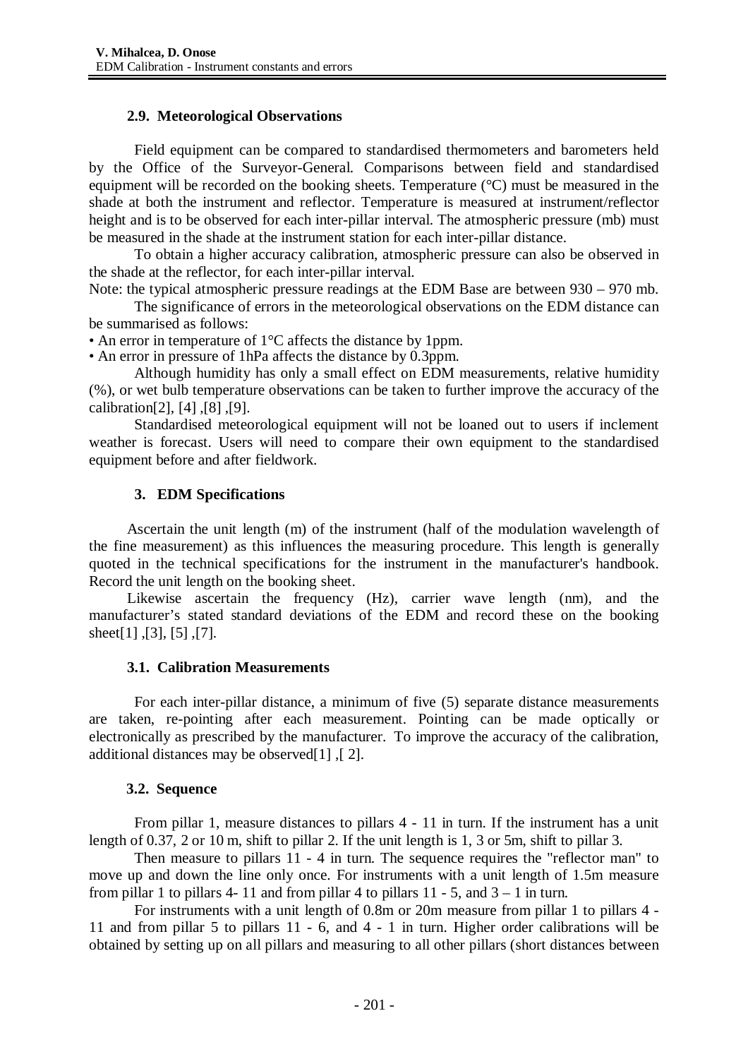### 2.9. Meteorological Observations

Field equipment can be compared to standardised thermometers and barometers held by the Office of the Surveyor-General. Comparisons between field and standardised equipment will be recorded on the booking sheets. Temperature (°C) must be measured in the shade at both the instrument and reflector. Temperature is measured at instrument/reflector height and is to be observed for each inter-pillar interval. The atmospheric pressure (mb) must be measured in the shade at the instrument station for each inter-pillar distance.

To obtain a higher accuracy calibration, atmospheric pressure can also be observed in the shade at the reflector, for each inter-pillar interval.

Note: the typical atmospheric pressure readings at the EDM Base are between 930 – 970 mb.

The significance of errors in the meteorological observations on the EDM distance can be summarised as follows:

- An error in temperature of 1°C affects the distance by 1ppm.
- An error in pressure of 1hPa affects the distance by 0.3ppm.

Although humidity has only a small effect on EDM measurements, relative humidity (%), or wet bulb temperature observations can be taken to further improve the accuracy of the calibration[2], [4] ,[8] ,[9].

Standardised meteorological equipment will not be loaned out to users if inclement weather is forecast. Users will need to compare their own equipment to the standardised equipment before and after fieldwork.

## 3. EDM Specifications

Ascertain the unit length (m) of the instrument (half of the modulation wavelength of the fine measurement) as this influences the measuring procedure. This length is generally quoted in the technical specifications for the instrument in the manufacturer's handbook. Record the unit length on the booking sheet.

Likewise ascertain the frequency (Hz), carrier wave length (nm), and the manufacturer's stated standard deviations of the EDM and record these on the booking sheet[1] ,[3], [5] ,[7].

### 3.1. Calibration Measurements

For each inter-pillar distance, a minimum of five (5) separate distance measurements are taken, re-pointing after each measurement. Pointing can be made optically or electronically as prescribed by the manufacturer. To improve the accuracy of the calibration, additional distances may be observed[1] ,[ 2].

### 3.2. Sequence

From pillar 1, measure distances to pillars 4 - 11 in turn. If the instrument has a unit length of 0.37, 2 or 10 m, shift to pillar 2. If the unit length is 1, 3 or 5m, shift to pillar 3.

Then measure to pillars 11 - 4 in turn. The sequence requires the "reflector man" to move up and down the line only once. For instruments with a unit length of 1.5m measure from pillar 1 to pillars 4- 11 and from pillar 4 to pillars 11 - 5, and 3 – 1 in turn.

For instruments with a unit length of 0.8m or 20m measure from pillar 1 to pillars 4 - 11 and from pillar 5 to pillars 11 - 6, and 4 - 1 in turn. Higher order calibrations will be obtained by setting up on all pillars and measuring to all other pillars (short distances between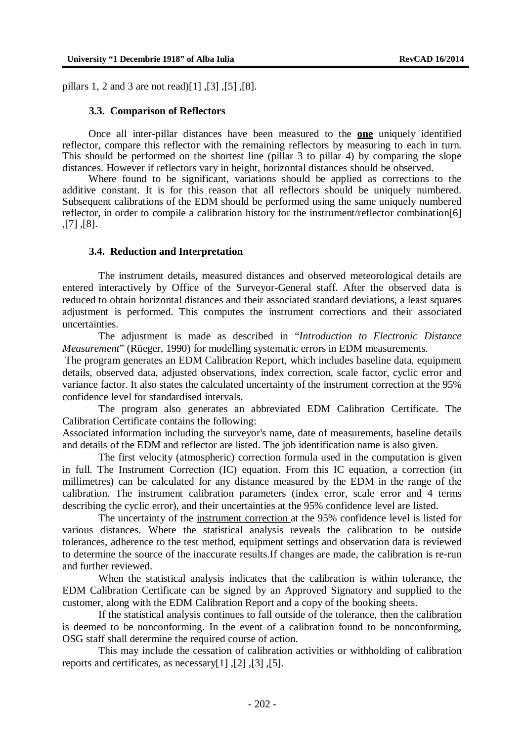pillars 1, 2 and 3 are not read)[1] ,[3] ,[5] ,[8].

### 3.3. Comparison of Reflectors

Once all inter-pillar distances have been measured to the **one** uniquely identified reflector, compare this reflector with the remaining reflectors by measuring to each in turn. This should be performed on the shortest line (pillar 3 to pillar 4) by comparing the slope distances. However if reflectors vary in height, horizontal distances should be observed.

Where found to be significant, variations should be applied as corrections to the additive constant. It is for this reason that all reflectors should be uniquely numbered. Subsequent calibrations of the EDM should be performed using the same uniquely numbered reflector, in order to compile a calibration history for the instrument/reflector combination[6] ,[7] ,[8].

### 3.4. Reduction and Interpretation

The instrument details, measured distances and observed meteorological details are entered interactively by Office of the Surveyor-General staff. After the observed data is reduced to obtain horizontal distances and their associated standard deviations, a least squares adjustment is performed. This computes the instrument corrections and their associated uncertainties.

The adjustment is made as described in "*Introduction to Electronic Distance Measurement*" (Rüeger, 1990) for modelling systematic errors in EDM measurements.

The program generates an EDM Calibration Report, which includes baseline data, equipment details, observed data, adjusted observations, index correction, scale factor, cyclic error and variance factor. It also states the calculated uncertainty of the instrument correction at the 95% confidence level for standardised intervals.

The program also generates an abbreviated EDM Calibration Certificate. The Calibration Certificate contains the following:

Associated information including the surveyor's name, date of measurements, baseline details and details of the EDM and reflector are listed. The job identification name is also given.

The first velocity (atmospheric) correction formula used in the computation is given in full. The Instrument Correction (IC) equation. From this IC equation, a correction (in millimetres) can be calculated for any distance measured by the EDM in the range of the calibration. The instrument calibration parameters (index error, scale error and 4 terms describing the cyclic error), and their uncertainties at the 95% confidence level are listed.

The uncertainty of the instrument correction at the 95% confidence level is listed for various distances. Where the statistical analysis reveals the calibration to be outside tolerances, adherence to the test method, equipment settings and observation data is reviewed to determine the source of the inaccurate results.If changes are made, the calibration is re-run and further reviewed.

When the statistical analysis indicates that the calibration is within tolerance, the EDM Calibration Certificate can be signed by an Approved Signatory and supplied to the customer, along with the EDM Calibration Report and a copy of the booking sheets.

If the statistical analysis continues to fall outside of the tolerance, then the calibration is deemed to be nonconforming. In the event of a calibration found to be nonconforming, OSG staff shall determine the required course of action.

This may include the cessation of calibration activities or withholding of calibration reports and certificates, as necessary[1] ,[2] ,[3] ,[5].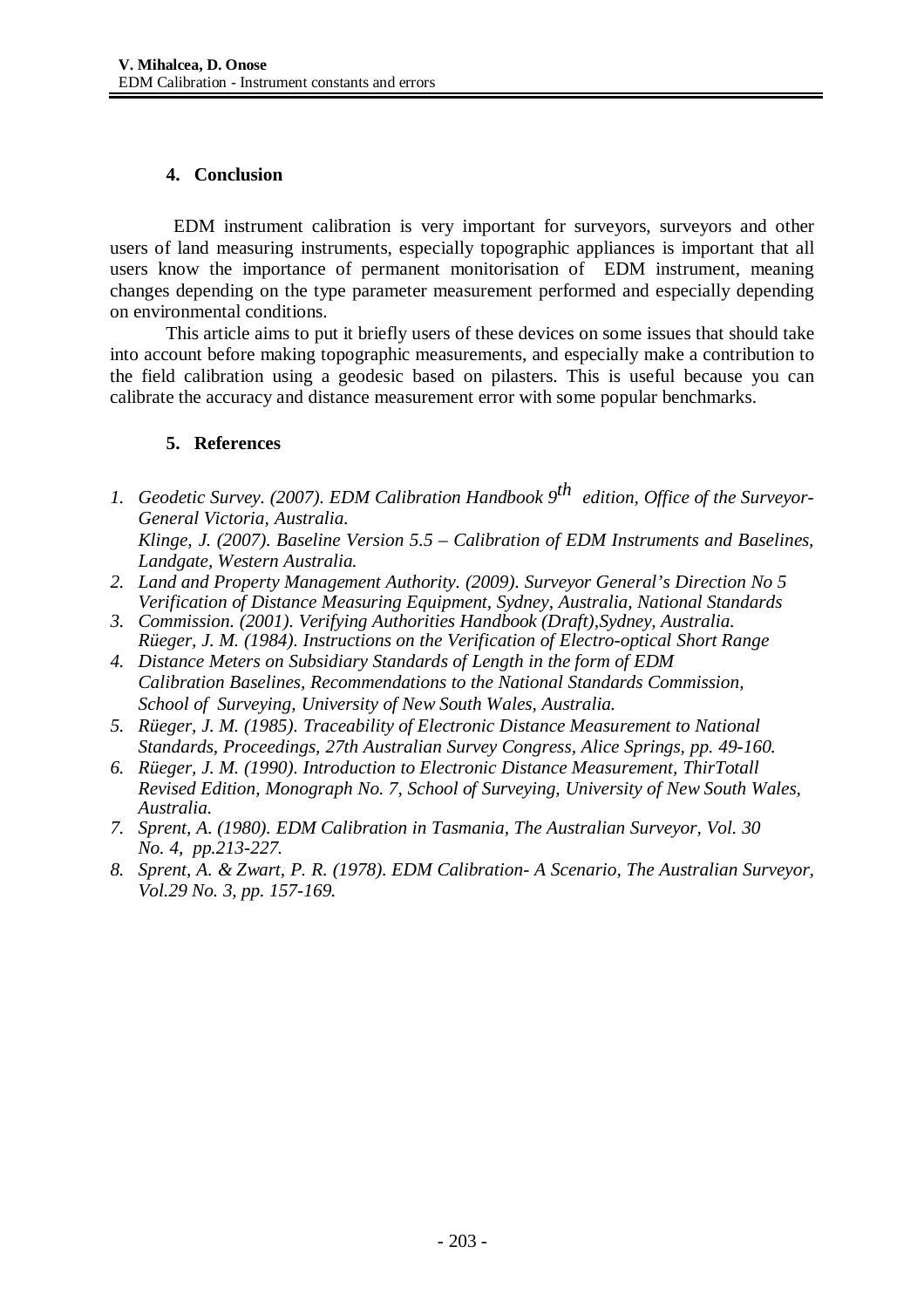## 4. Conclusion

EDM instrument calibration is very important for surveyors, surveyors and other users of land measuring instruments, especially topographic appliances is important that all users know the importance of permanent monitorisation of EDM instrument, meaning changes depending on the type parameter measurement performed and especially depending on environmental conditions.

This article aims to put it briefly users of these devices on some issues that should take into account before making topographic measurements, and especially make a contribution to the field calibration using a geodesic based on pilasters. This is useful because you can calibrate the accuracy and distance measurement error with some popular benchmarks.

## 5. References

1. *Geodetic Survey. (2007). EDM Calibration Handbook 9th edition, Office of the Surveyor-General Victoria, Australia.*
   *Klinge, J. (2007). Baseline Version 5.5 – Calibration of EDM Instruments and Baselines, Landgate, Western Australia.*
2. *Land and Property Management Authority. (2009). Surveyor General's Direction No 5 Verification of Distance Measuring Equipment, Sydney, Australia, National Standards*
3. *Commission. (2001). Verifying Authorities Handbook (Draft),Sydney, Australia.*
   *Rüeger, J. M. (1984). Instructions on the Verification of Electro-optical Short Range*
4. *Distance Meters on Subsidiary Standards of Length in the form of EDM Calibration Baselines, Recommendations to the National Standards Commission, School of Surveying, University of New South Wales, Australia.*
5. *Rüeger, J. M. (1985). Traceability of Electronic Distance Measurement to National Standards, Proceedings, 27th Australian Survey Congress, Alice Springs, pp. 49-160.*
6. *Rüeger, J. M. (1990). Introduction to Electronic Distance Measurement, ThirTotall Revised Edition, Monograph No. 7, School of Surveying, University of New South Wales, Australia.*
7. *Sprent, A. (1980). EDM Calibration in Tasmania, The Australian Surveyor, Vol. 30 No. 4, pp.213-227.*
8. *Sprent, A. & Zwart, P. R. (1978). EDM Calibration- A Scenario, The Australian Surveyor, Vol.29 No. 3, pp. 157-169.*